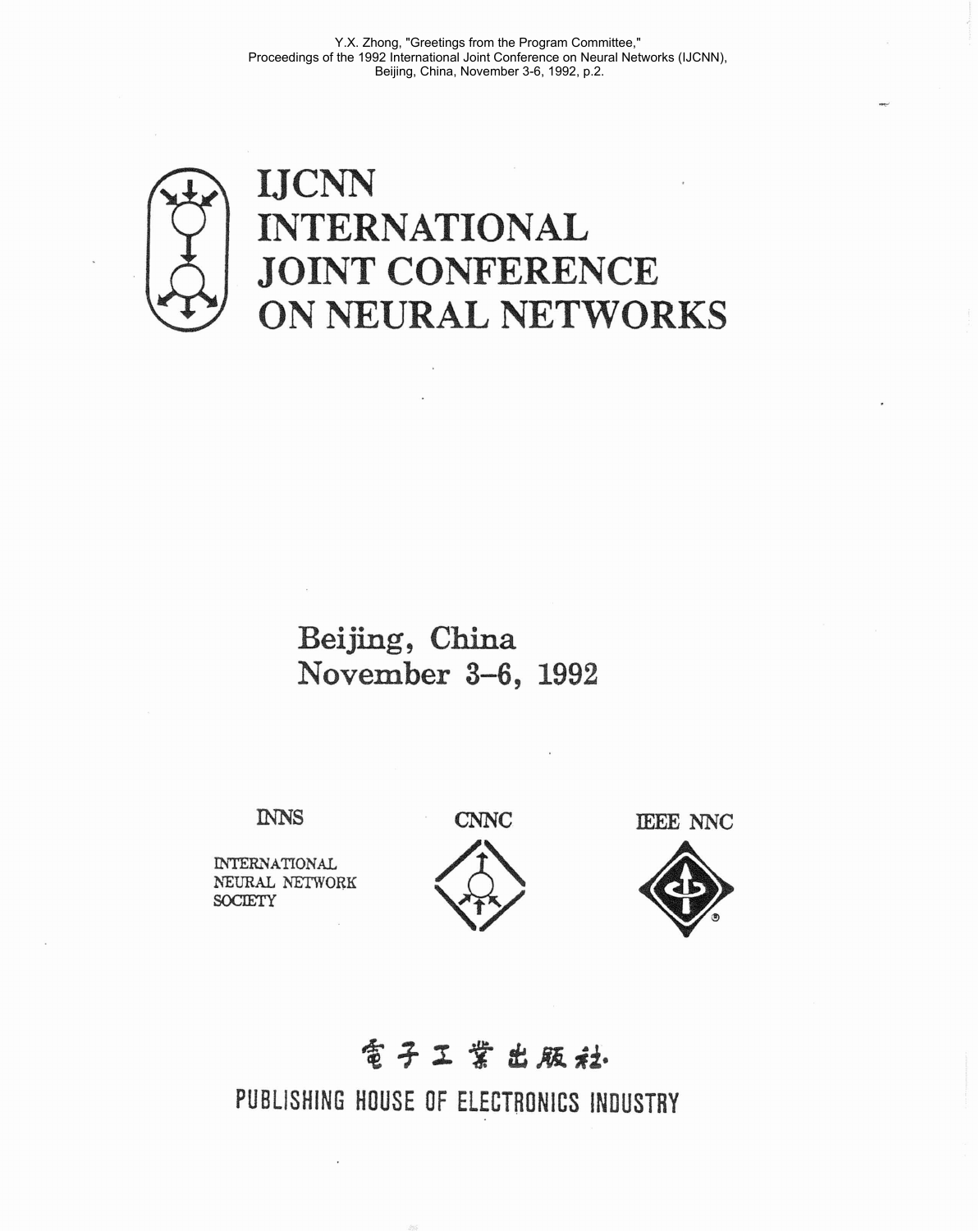Y.X. Zhong, "Greetings from the Program Committee," Proceedings of the 1992 International Joint Conference on Neural Networks (IJCNN), Beijing, China, November 3-6, 1992, p.2.

# IJCNN INTERNATIONAL JOINT CONFERENCE ON NEURAL NETWORKS

Beijing, China
November 3–6, 1992

INNS

INTERNATIONAL NEURAL NETWORK SOCIETY

CNNC

IEEE NNC

電子工業出版社

PUBLISHING HOUSE OF ELECTRONICS INDUSTRY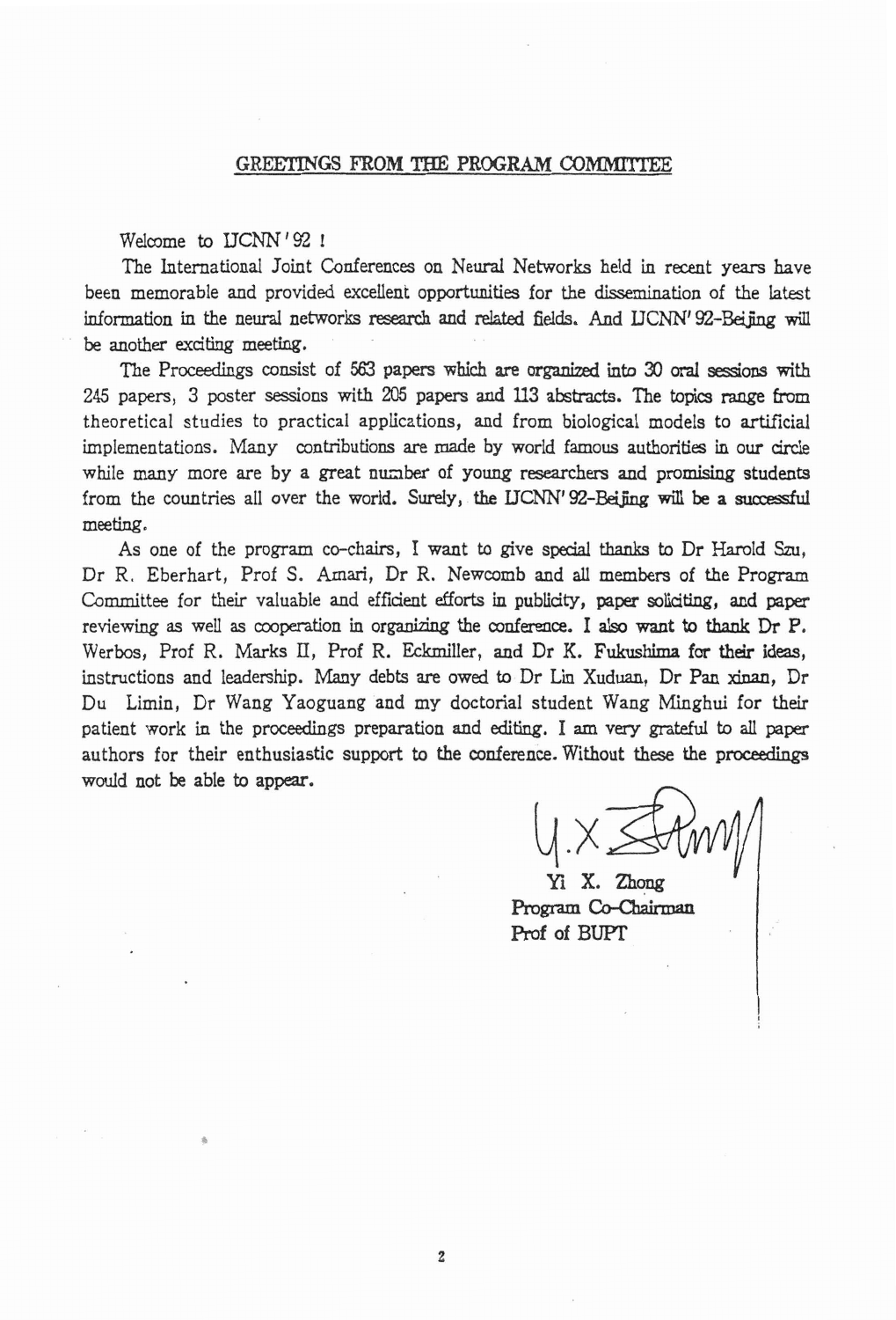## GREETINGS FROM THE PROGRAM COMMITTEE

Welcome to IJCNN'92 !

The International Joint Conferences on Neural Networks held in recent years have been memorable and provided excellent opportunities for the dissemination of the latest information in the neural networks research and related fields. And IJCNN'92-Beijing will be another exciting meeting.

The Proceedings consist of 563 papers which are organized into 30 oral sessions with 245 papers, 3 poster sessions with 205 papers and 113 abstracts. The topics range from theoretical studies to practical applications, and from biological models to artificial implementations. Many contributions are made by world famous authorities in our circle while many more are by a great number of young researchers and promising students from the countries all over the world. Surely, the IJCNN'92-Beijing will be a successful meeting.

As one of the program co-chairs, I want to give special thanks to Dr Harold Szu, Dr R. Eberhart, Prof S. Amari, Dr R. Newcomb and all members of the Program Committee for their valuable and efficient efforts in publicity, paper soliciting, and paper reviewing as well as cooperation in organizing the conference. I also want to thank Dr P. Werbos, Prof R. Marks II, Prof R. Eckmiller, and Dr K. Fukushima for their ideas, instructions and leadership. Many debts are owed to Dr Lin Xuduan, Dr Pan xinan, Dr Du Limin, Dr Wang Yaoguang and my doctorial student Wang Minghui for their patient work in the proceedings preparation and editing. I am very grateful to all paper authors for their enthusiastic support to the conference. Without these the proceedings would not be able to appear.

Yi X. Zhong
Program Co-Chairman
Prof of BUPT